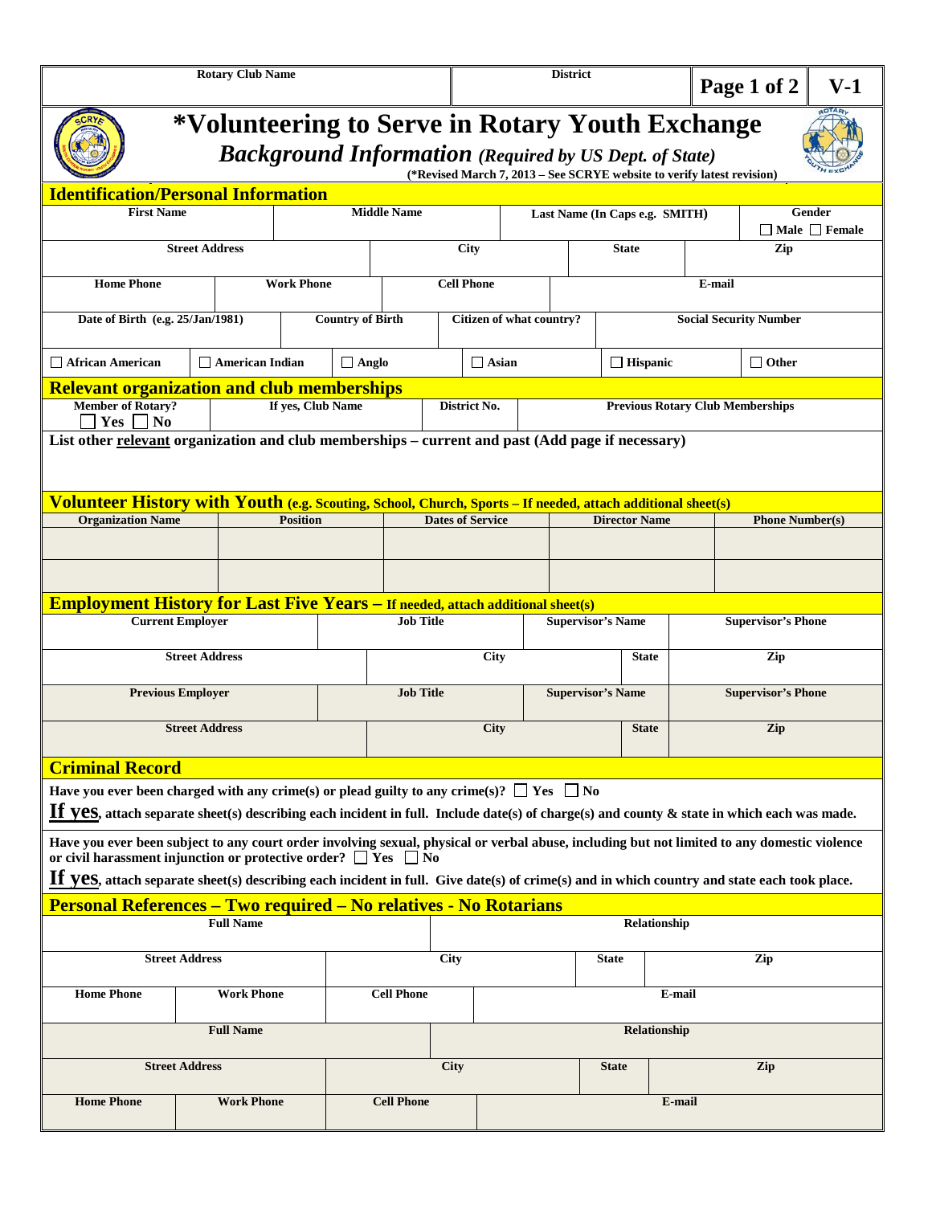| Rotary Club Name | District | Page 1 of 2 | V-1 |
|---|---|---|---|
| | | | |

# *Volunteering to Serve in Rotary Youth Exchange

## *Background Information* *(Required by US Dept. of State)*

**(*Revised March 7, 2013 – See SCRYE website to verify latest revision)**

## Identification/Personal Information

| First Name | Middle Name | Last Name (In Caps e.g. SMITH) | Gender ☐ Male ☐ Female |
|---|---|---|---|
| | | | |

| Street Address | City | State | Zip |
|---|---|---|---|
| | | | |

| Home Phone | Work Phone | Cell Phone | E-mail |
|---|---|---|---|
| | | | |

| Date of Birth (e.g. 25/Jan/1981) | Country of Birth | Citizen of what country? | Social Security Number |
|---|---|---|---|
| | | | |

☐ African American ☐ American Indian ☐ Anglo ☐ Asian ☐ Hispanic ☐ Other

## Relevant organization and club memberships

| Member of Rotary? ☐ Yes ☐ No | If yes, Club Name | District No. | Previous Rotary Club Memberships |
|---|---|---|---|
| | | | |

**List other relevant organization and club memberships – current and past (Add page if necessary)**

## Volunteer History with Youth (e.g. Scouting, School, Church, Sports – If needed, attach additional sheet(s)

| Organization Name | Position | Dates of Service | Director Name | Phone Number(s) |
|---|---|---|---|---|
| | | | | |
| | | | | |

## Employment History for Last Five Years – If needed, attach additional sheet(s)

| Current Employer | Job Title | Supervisor's Name | Supervisor's Phone |
|---|---|---|---|
| | | | |

| Street Address | City | State | Zip |
|---|---|---|---|
| | | | |

| Previous Employer | Job Title | Supervisor's Name | Supervisor's Phone |
|---|---|---|---|
| | | | |

| Street Address | City | State | Zip |
|---|---|---|---|
| | | | |

## Criminal Record

**Have you ever been charged with any crime(s) or plead guilty to any crime(s)?** ☐ Yes ☐ No

**If yes, attach separate sheet(s) describing each incident in full. Include date(s) of charge(s) and county & state in which each was made.**

**Have you ever been subject to any court order involving sexual, physical or verbal abuse, including but not limited to any domestic violence or civil harassment injunction or protective order?** ☐ Yes ☐ No

**If yes, attach separate sheet(s) describing each incident in full. Give date(s) of crime(s) and in which country and state each took place.**

## Personal References – Two required – No relatives - No Rotarians

| Full Name | Relationship |
|---|---|
| | |

| Street Address | City | State | Zip |
|---|---|---|---|
| | | | |

| Home Phone | Work Phone | Cell Phone | E-mail |
|---|---|---|---|
| | | | |

| Full Name | Relationship |
|---|---|
| | |

| Street Address | City | State | Zip |
|---|---|---|---|
| | | | |

| Home Phone | Work Phone | Cell Phone | E-mail |
|---|---|---|---|
| | | | |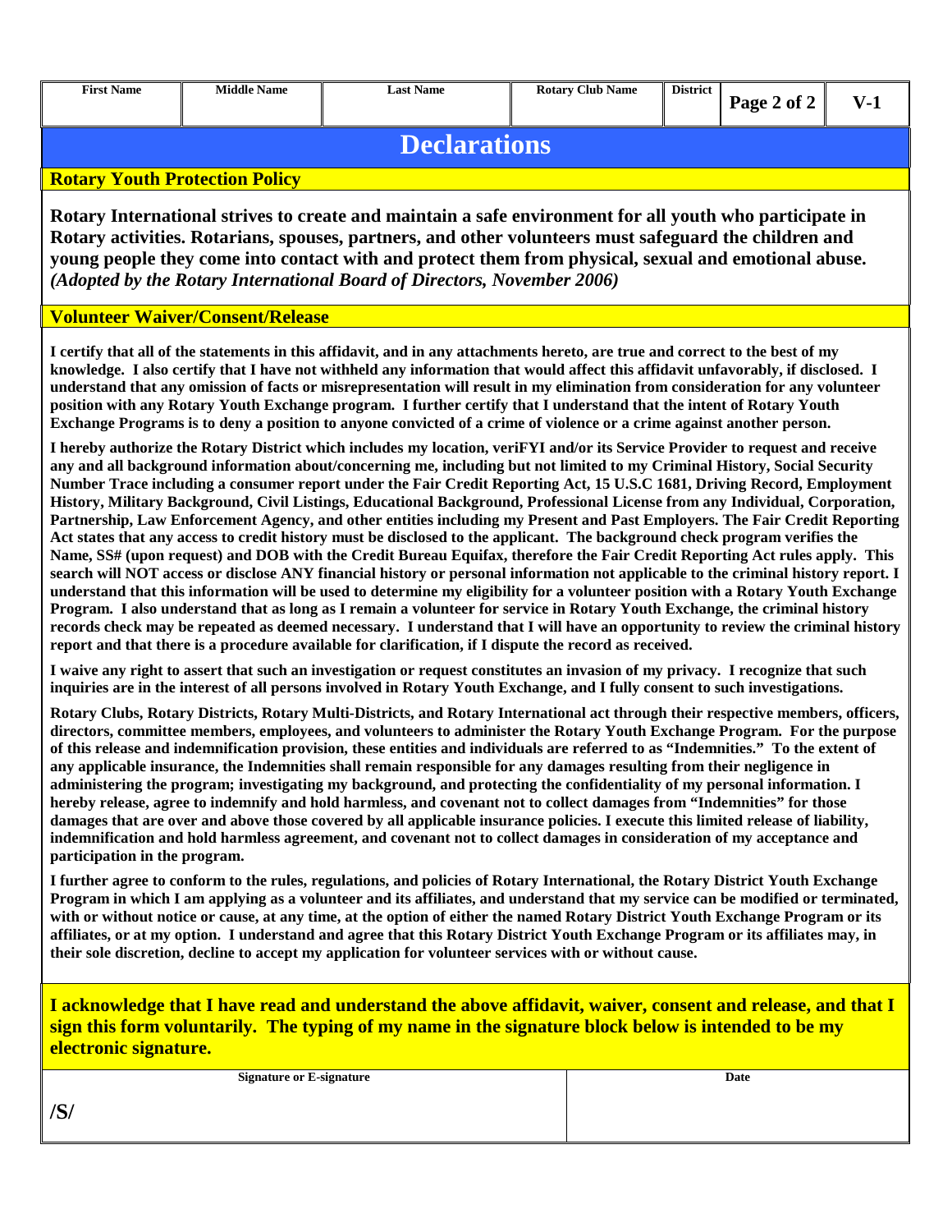| First Name | Middle Name | Last Name | Rotary Club Name | District | Page 2 of 2 | V-1 |
|---|---|---|---|---|---|---|
| | | | | | | |

# Declarations

## Rotary Youth Protection Policy

**Rotary International strives to create and maintain a safe environment for all youth who participate in Rotary activities. Rotarians, spouses, partners, and other volunteers must safeguard the children and young people they come into contact with and protect them from physical, sexual and emotional abuse.** ***(Adopted by the Rotary International Board of Directors, November 2006)***

## Volunteer Waiver/Consent/Release

**I certify that all of the statements in this affidavit, and in any attachments hereto, are true and correct to the best of my knowledge. I also certify that I have not withheld any information that would affect this affidavit unfavorably, if disclosed. I understand that any omission of facts or misrepresentation will result in my elimination from consideration for any volunteer position with any Rotary Youth Exchange program. I further certify that I understand that the intent of Rotary Youth Exchange Programs is to deny a position to anyone convicted of a crime of violence or a crime against another person.**

**I hereby authorize the Rotary District which includes my location, veriFYI and/or its Service Provider to request and receive any and all background information about/concerning me, including but not limited to my Criminal History, Social Security Number Trace including a consumer report under the Fair Credit Reporting Act, 15 U.S.C 1681, Driving Record, Employment History, Military Background, Civil Listings, Educational Background, Professional License from any Individual, Corporation, Partnership, Law Enforcement Agency, and other entities including my Present and Past Employers. The Fair Credit Reporting Act states that any access to credit history must be disclosed to the applicant. The background check program verifies the Name, SS# (upon request) and DOB with the Credit Bureau Equifax, therefore the Fair Credit Reporting Act rules apply. This search will NOT access or disclose ANY financial history or personal information not applicable to the criminal history report. I understand that this information will be used to determine my eligibility for a volunteer position with a Rotary Youth Exchange Program. I also understand that as long as I remain a volunteer for service in Rotary Youth Exchange, the criminal history records check may be repeated as deemed necessary. I understand that I will have an opportunity to review the criminal history report and that there is a procedure available for clarification, if I dispute the record as received.**

**I waive any right to assert that such an investigation or request constitutes an invasion of my privacy. I recognize that such inquiries are in the interest of all persons involved in Rotary Youth Exchange, and I fully consent to such investigations.**

**Rotary Clubs, Rotary Districts, Rotary Multi-Districts, and Rotary International act through their respective members, officers, directors, committee members, employees, and volunteers to administer the Rotary Youth Exchange Program. For the purpose of this release and indemnification provision, these entities and individuals are referred to as "Indemnities." To the extent of any applicable insurance, the Indemnities shall remain responsible for any damages resulting from their negligence in administering the program; investigating my background, and protecting the confidentiality of my personal information. I hereby release, agree to indemnify and hold harmless, and covenant not to collect damages from "Indemnities" for those damages that are over and above those covered by all applicable insurance policies. I execute this limited release of liability, indemnification and hold harmless agreement, and covenant not to collect damages in consideration of my acceptance and participation in the program.**

**I further agree to conform to the rules, regulations, and policies of Rotary International, the Rotary District Youth Exchange Program in which I am applying as a volunteer and its affiliates, and understand that my service can be modified or terminated, with or without notice or cause, at any time, at the option of either the named Rotary District Youth Exchange Program or its affiliates, or at my option. I understand and agree that this Rotary District Youth Exchange Program or its affiliates may, in their sole discretion, decline to accept my application for volunteer services with or without cause.**

**I acknowledge that I have read and understand the above affidavit, waiver, consent and release, and that I sign this form voluntarily. The typing of my name in the signature block below is intended to be my electronic signature.**

| Signature or E-signature | Date |
|---|---|
| /S/ | |